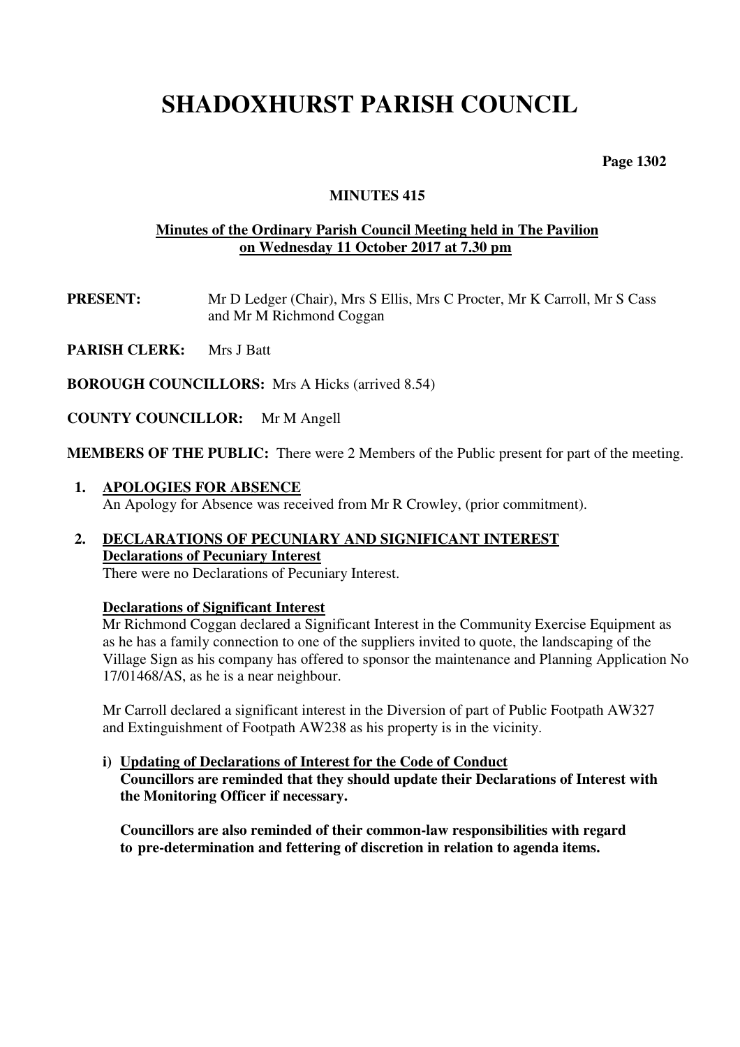# SHADOXHURST PARISH COUNCIL

**MINUTES 415**

**Minutes of the Ordinary Parish Council Meeting held in The Pavilion on Wednesday 11 October 2017 at 7.30 pm**

**PRESENT:** Mr D Ledger (Chair), Mrs S Ellis, Mrs C Procter, Mr K Carroll, Mr S Cass and Mr M Richmond Coggan

**PARISH CLERK:** Mrs J Batt

**BOROUGH COUNCILLORS:** Mrs A Hicks (arrived 8.54)

**COUNTY COUNCILLOR:** Mr M Angell

**MEMBERS OF THE PUBLIC:** There were 2 Members of the Public present for part of the meeting.

1. **APOLOGIES FOR ABSENCE**
   An Apology for Absence was received from Mr R Crowley, (prior commitment).

2. **DECLARATIONS OF PECUNIARY AND SIGNIFICANT INTEREST**
   **Declarations of Pecuniary Interest**
   There were no Declarations of Pecuniary Interest.

   **Declarations of Significant Interest**
   Mr Richmond Coggan declared a Significant Interest in the Community Exercise Equipment as as he has a family connection to one of the suppliers invited to quote, the landscaping of the Village Sign as his company has offered to sponsor the maintenance and Planning Application No 17/01468/AS, as he is a near neighbour.

   Mr Carroll declared a significant interest in the Diversion of part of Public Footpath AW327 and Extinguishment of Footpath AW238 as his property is in the vicinity.

   i) **Updating of Declarations of Interest for the Code of Conduct**
      **Councillors are reminded that they should update their Declarations of Interest with the Monitoring Officer if necessary.**

      **Councillors are also reminded of their common-law responsibilities with regard to pre-determination and fettering of discretion in relation to agenda items.**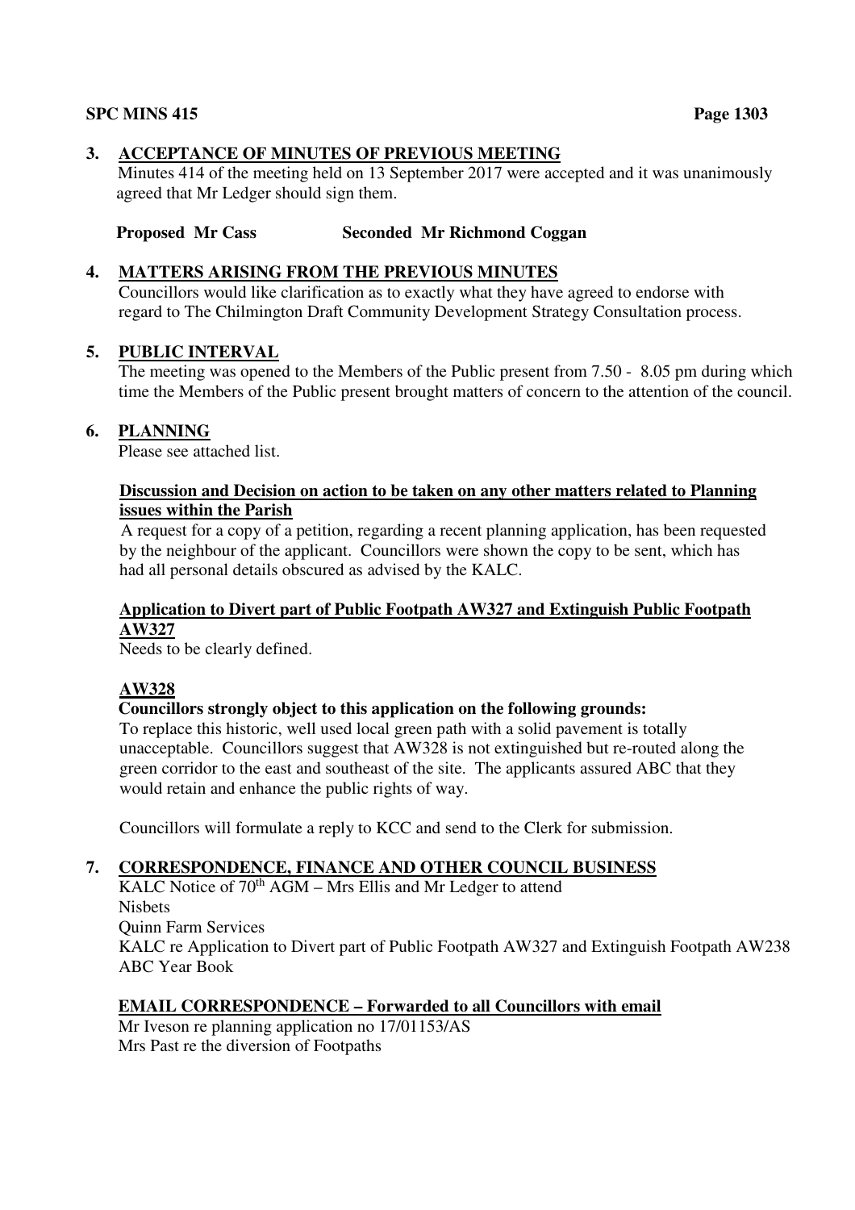**3. ACCEPTANCE OF MINUTES OF PREVIOUS MEETING**

Minutes 414 of the meeting held on 13 September 2017 were accepted and it was unanimously agreed that Mr Ledger should sign them.

**Proposed Mr Cass Seconded Mr Richmond Coggan**

**4. MATTERS ARISING FROM THE PREVIOUS MINUTES**

Councillors would like clarification as to exactly what they have agreed to endorse with regard to The Chilmington Draft Community Development Strategy Consultation process.

**5. PUBLIC INTERVAL**

The meeting was opened to the Members of the Public present from 7.50 - 8.05 pm during which time the Members of the Public present brought matters of concern to the attention of the council.

**6. PLANNING**

Please see attached list.

**Discussion and Decision on action to be taken on any other matters related to Planning issues within the Parish**

A request for a copy of a petition, regarding a recent planning application, has been requested by the neighbour of the applicant. Councillors were shown the copy to be sent, which has had all personal details obscured as advised by the KALC.

**Application to Divert part of Public Footpath AW327 and Extinguish Public Footpath AW327**

Needs to be clearly defined.

**AW328**

**Councillors strongly object to this application on the following grounds:**

To replace this historic, well used local green path with a solid pavement is totally unacceptable. Councillors suggest that AW328 is not extinguished but re-routed along the green corridor to the east and southeast of the site. The applicants assured ABC that they would retain and enhance the public rights of way.

Councillors will formulate a reply to KCC and send to the Clerk for submission.

**7. CORRESPONDENCE, FINANCE AND OTHER COUNCIL BUSINESS**

KALC Notice of 70th AGM – Mrs Ellis and Mr Ledger to attend
Nisbets
Quinn Farm Services
KALC re Application to Divert part of Public Footpath AW327 and Extinguish Footpath AW238
ABC Year Book

**EMAIL CORRESPONDENCE – Forwarded to all Councillors with email**

Mr Iveson re planning application no 17/01153/AS
Mrs Past re the diversion of Footpaths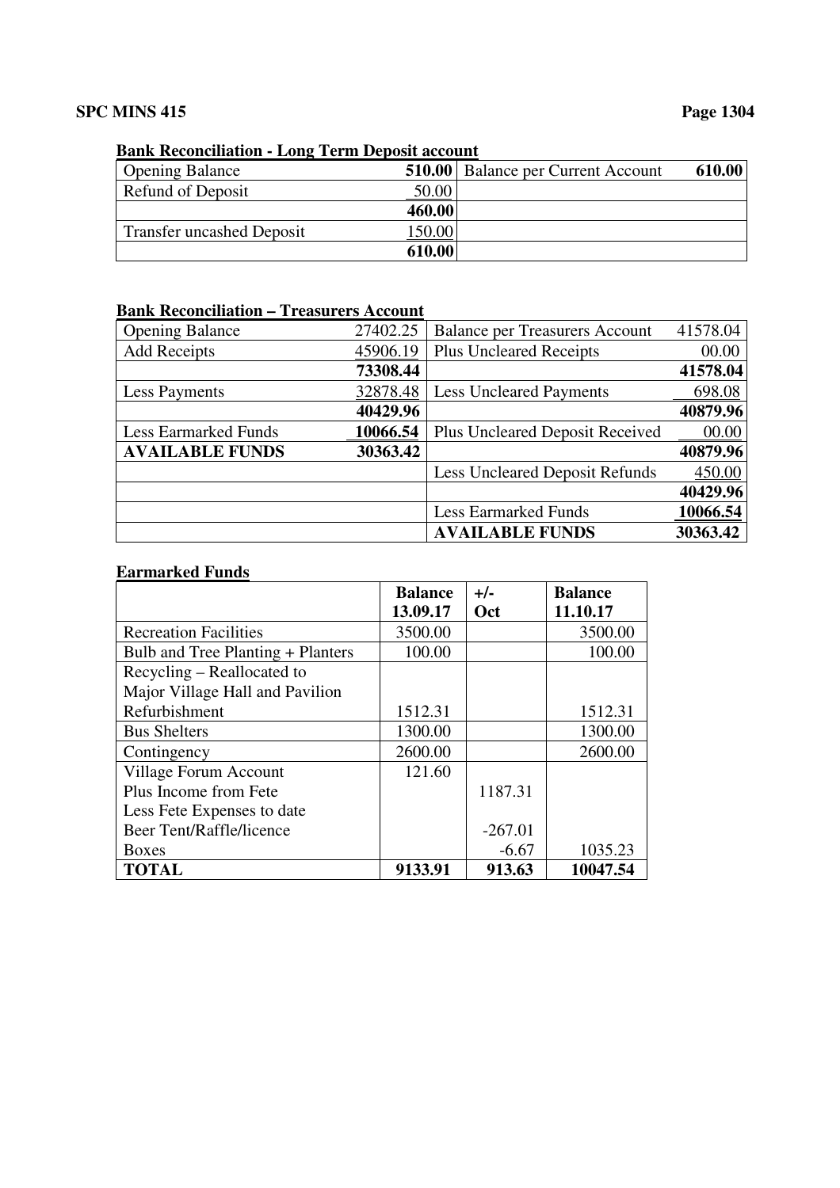**Bank Reconciliation - Long Term Deposit account**

| | | | |
|---|---|---|---|
| Opening Balance | **510.00** | Balance per Current Account | **610.00** |
| Refund of Deposit | 50.00 | | |
| | **460.00** | | |
| Transfer uncashed Deposit | 150.00 | | |
| | **610.00** | | |

**Bank Reconciliation – Treasurers Account**

| | | | |
|---|---|---|---|
| Opening Balance | 27402.25 | Balance per Treasurers Account | 41578.04 |
| Add Receipts | 45906.19 | Plus Uncleared Receipts | 00.00 |
| | **73308.44** | | **41578.04** |
| Less Payments | 32878.48 | Less Uncleared Payments | 698.08 |
| | **40429.96** | | **40879.96** |
| Less Earmarked Funds | **10066.54** | Plus Uncleared Deposit Received | 00.00 |
| **AVAILABLE FUNDS** | **30363.42** | | **40879.96** |
| | | Less Uncleared Deposit Refunds | 450.00 |
| | | | **40429.96** |
| | | Less Earmarked Funds | **10066.54** |
| | | **AVAILABLE FUNDS** | **30363.42** |

**Earmarked Funds**

| | Balance 13.09.17 | +/- Oct | Balance 11.10.17 |
|---|---|---|---|
| Recreation Facilities | 3500.00 | | 3500.00 |
| Bulb and Tree Planting + Planters | 100.00 | | 100.00 |
| Recycling – Reallocated to Major Village Hall and Pavilion Refurbishment | 1512.31 | | 1512.31 |
| Bus Shelters | 1300.00 | | 1300.00 |
| Contingency | 2600.00 | | 2600.00 |
| Village Forum Account | 121.60 | | |
| Plus Income from Fete | | 1187.31 | |
| Less Fete Expenses to date | | | |
| Beer Tent/Raffle/licence | | -267.01 | |
| Boxes | | -6.67 | 1035.23 |
| **TOTAL** | **9133.91** | **913.63** | **10047.54** |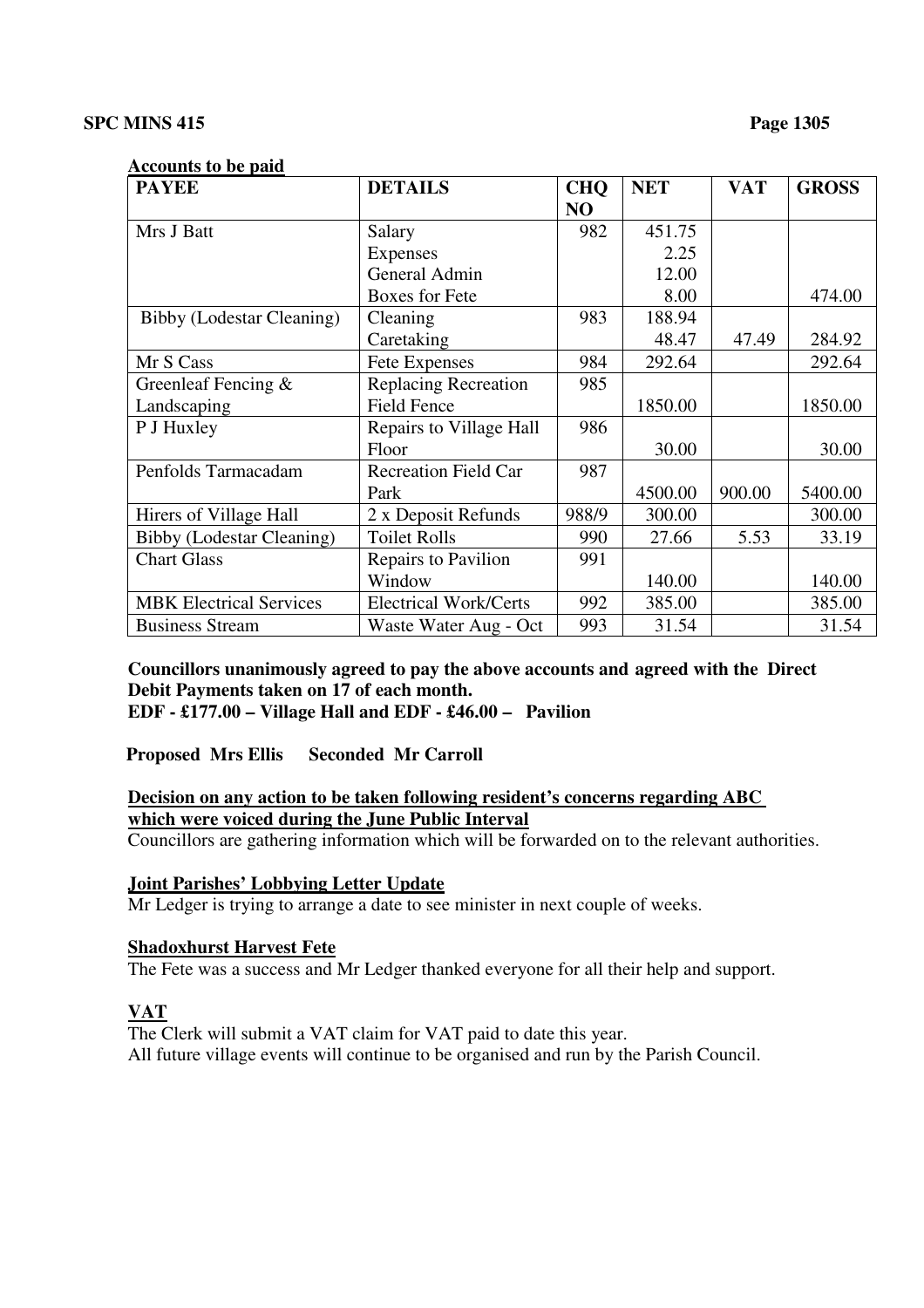**Accounts to be paid**

| PAYEE | DETAILS | CHQ NO | NET | VAT | GROSS |
|---|---|---|---|---|---|
| Mrs J Batt | Salary<br>Expenses<br>General Admin<br>Boxes for Fete | 982 | 451.75<br>2.25<br>12.00<br>8.00 | | 474.00 |
| Bibby (Lodestar Cleaning) | Cleaning<br>Caretaking | 983 | 188.94<br>48.47 | 47.49 | 284.92 |
| Mr S Cass | Fete Expenses | 984 | 292.64 | | 292.64 |
| Greenleaf Fencing & Landscaping | Replacing Recreation Field Fence | 985 | 1850.00 | | 1850.00 |
| P J Huxley | Repairs to Village Hall Floor | 986 | 30.00 | | 30.00 |
| Penfolds Tarmacadam | Recreation Field Car Park | 987 | 4500.00 | 900.00 | 5400.00 |
| Hirers of Village Hall | 2 x Deposit Refunds | 988/9 | 300.00 | | 300.00 |
| Bibby (Lodestar Cleaning) | Toilet Rolls | 990 | 27.66 | 5.53 | 33.19 |
| Chart Glass | Repairs to Pavilion Window | 991 | 140.00 | | 140.00 |
| MBK Electrical Services | Electrical Work/Certs | 992 | 385.00 | | 385.00 |
| Business Stream | Waste Water Aug - Oct | 993 | 31.54 | | 31.54 |

**Councillors unanimously agreed to pay the above accounts and agreed with the Direct Debit Payments taken on 17 of each month.**
**EDF - £177.00 – Village Hall and EDF - £46.00 – Pavilion**

**Proposed Mrs Ellis Seconded Mr Carroll**

**Decision on any action to be taken following resident's concerns regarding ABC which were voiced during the June Public Interval**

Councillors are gathering information which will be forwarded on to the relevant authorities.

**Joint Parishes' Lobbying Letter Update**

Mr Ledger is trying to arrange a date to see minister in next couple of weeks.

**Shadoxhurst Harvest Fete**

The Fete was a success and Mr Ledger thanked everyone for all their help and support.

**VAT**

The Clerk will submit a VAT claim for VAT paid to date this year.
All future village events will continue to be organised and run by the Parish Council.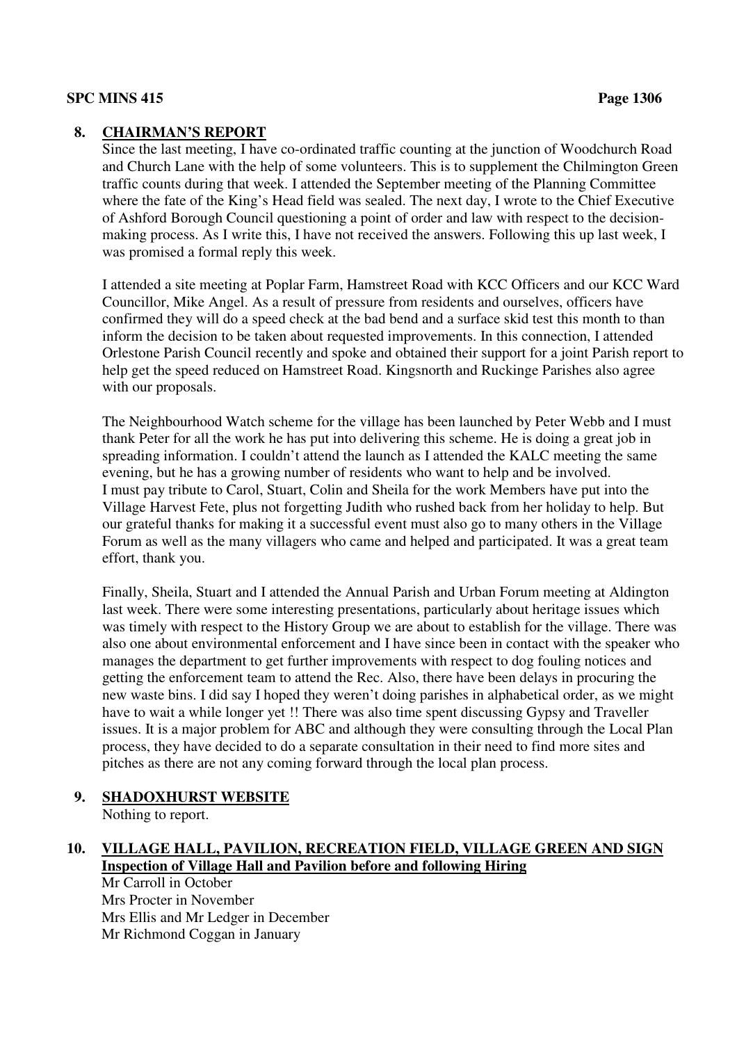## 8. CHAIRMAN'S REPORT

Since the last meeting, I have co-ordinated traffic counting at the junction of Woodchurch Road and Church Lane with the help of some volunteers. This is to supplement the Chilmington Green traffic counts during that week. I attended the September meeting of the Planning Committee where the fate of the King's Head field was sealed. The next day, I wrote to the Chief Executive of Ashford Borough Council questioning a point of order and law with respect to the decision-making process. As I write this, I have not received the answers. Following this up last week, I was promised a formal reply this week.

I attended a site meeting at Poplar Farm, Hamstreet Road with KCC Officers and our KCC Ward Councillor, Mike Angel. As a result of pressure from residents and ourselves, officers have confirmed they will do a speed check at the bad bend and a surface skid test this month to than inform the decision to be taken about requested improvements. In this connection, I attended Orlestone Parish Council recently and spoke and obtained their support for a joint Parish report to help get the speed reduced on Hamstreet Road. Kingsnorth and Ruckinge Parishes also agree with our proposals.

The Neighbourhood Watch scheme for the village has been launched by Peter Webb and I must thank Peter for all the work he has put into delivering this scheme. He is doing a great job in spreading information. I couldn't attend the launch as I attended the KALC meeting the same evening, but he has a growing number of residents who want to help and be involved.
I must pay tribute to Carol, Stuart, Colin and Sheila for the work Members have put into the Village Harvest Fete, plus not forgetting Judith who rushed back from her holiday to help. But our grateful thanks for making it a successful event must also go to many others in the Village Forum as well as the many villagers who came and helped and participated. It was a great team effort, thank you.

Finally, Sheila, Stuart and I attended the Annual Parish and Urban Forum meeting at Aldington last week. There were some interesting presentations, particularly about heritage issues which was timely with respect to the History Group we are about to establish for the village. There was also one about environmental enforcement and I have since been in contact with the speaker who manages the department to get further improvements with respect to dog fouling notices and getting the enforcement team to attend the Rec. Also, there have been delays in procuring the new waste bins. I did say I hoped they weren't doing parishes in alphabetical order, as we might have to wait a while longer yet !! There was also time spent discussing Gypsy and Traveller issues. It is a major problem for ABC and although they were consulting through the Local Plan process, they have decided to do a separate consultation in their need to find more sites and pitches as there are not any coming forward through the local plan process.

## 9. SHADOXHURST WEBSITE

Nothing to report.

## 10. VILLAGE HALL, PAVILION, RECREATION FIELD, VILLAGE GREEN AND SIGN

**Inspection of Village Hall and Pavilion before and following Hiring**

Mr Carroll in October
Mrs Procter in November
Mrs Ellis and Mr Ledger in December
Mr Richmond Coggan in January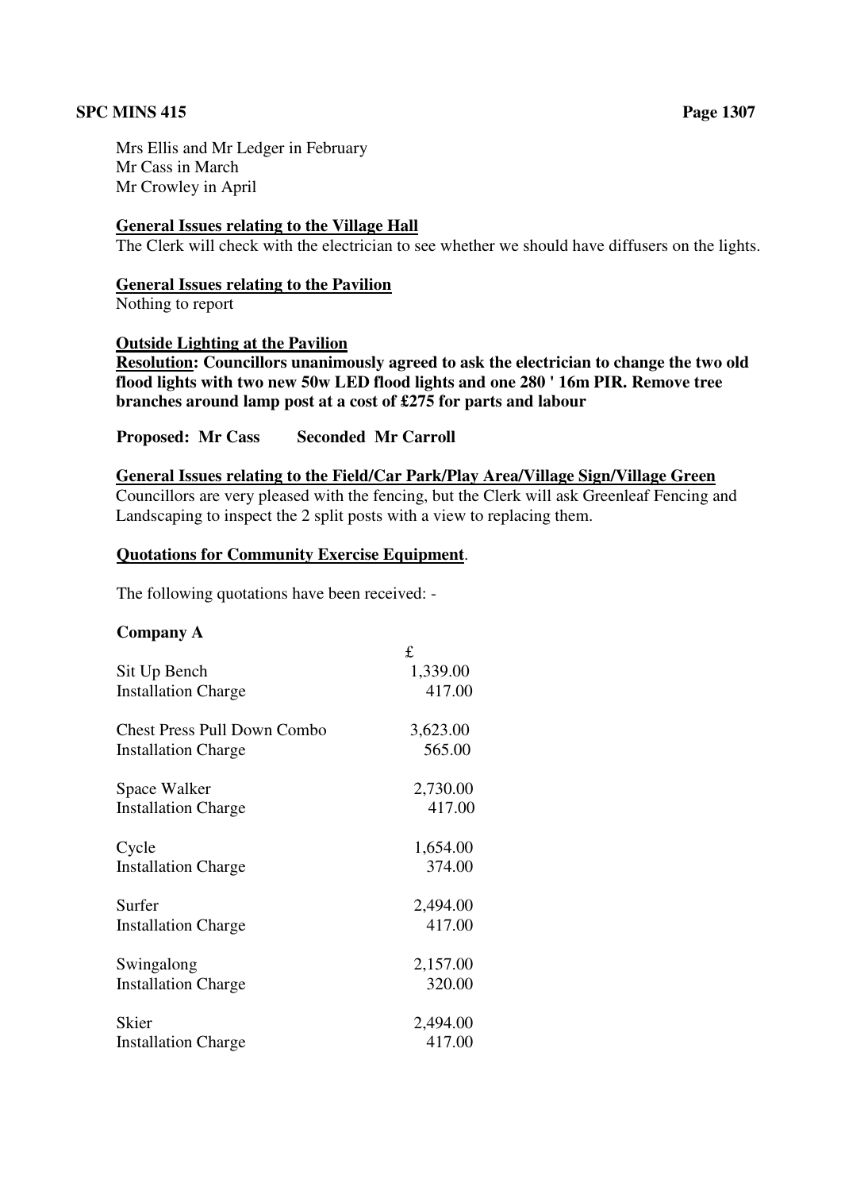Mrs Ellis and Mr Ledger in February
Mr Cass in March
Mr Crowley in April

**General Issues relating to the Village Hall**

The Clerk will check with the electrician to see whether we should have diffusers on the lights.

**General Issues relating to the Pavilion**

Nothing to report

**Outside Lighting at the Pavilion**

**Resolution: Councillors unanimously agreed to ask the electrician to change the two old flood lights with two new 50w LED flood lights and one 280 ' 16m PIR. Remove tree branches around lamp post at a cost of £275 for parts and labour**

**Proposed: Mr Cass Seconded Mr Carroll**

**General Issues relating to the Field/Car Park/Play Area/Village Sign/Village Green**

Councillors are very pleased with the fencing, but the Clerk will ask Greenleaf Fencing and Landscaping to inspect the 2 split posts with a view to replacing them.

**Quotations for Community Exercise Equipment**.

The following quotations have been received: -

**Company A**

| | £ |
|---|---|
| Sit Up Bench | 1,339.00 |
| Installation Charge | 417.00 |
| | |
| Chest Press Pull Down Combo | 3,623.00 |
| Installation Charge | 565.00 |
| | |
| Space Walker | 2,730.00 |
| Installation Charge | 417.00 |
| | |
| Cycle | 1,654.00 |
| Installation Charge | 374.00 |
| | |
| Surfer | 2,494.00 |
| Installation Charge | 417.00 |
| | |
| Swingalong | 2,157.00 |
| Installation Charge | 320.00 |
| | |
| Skier | 2,494.00 |
| Installation Charge | 417.00 |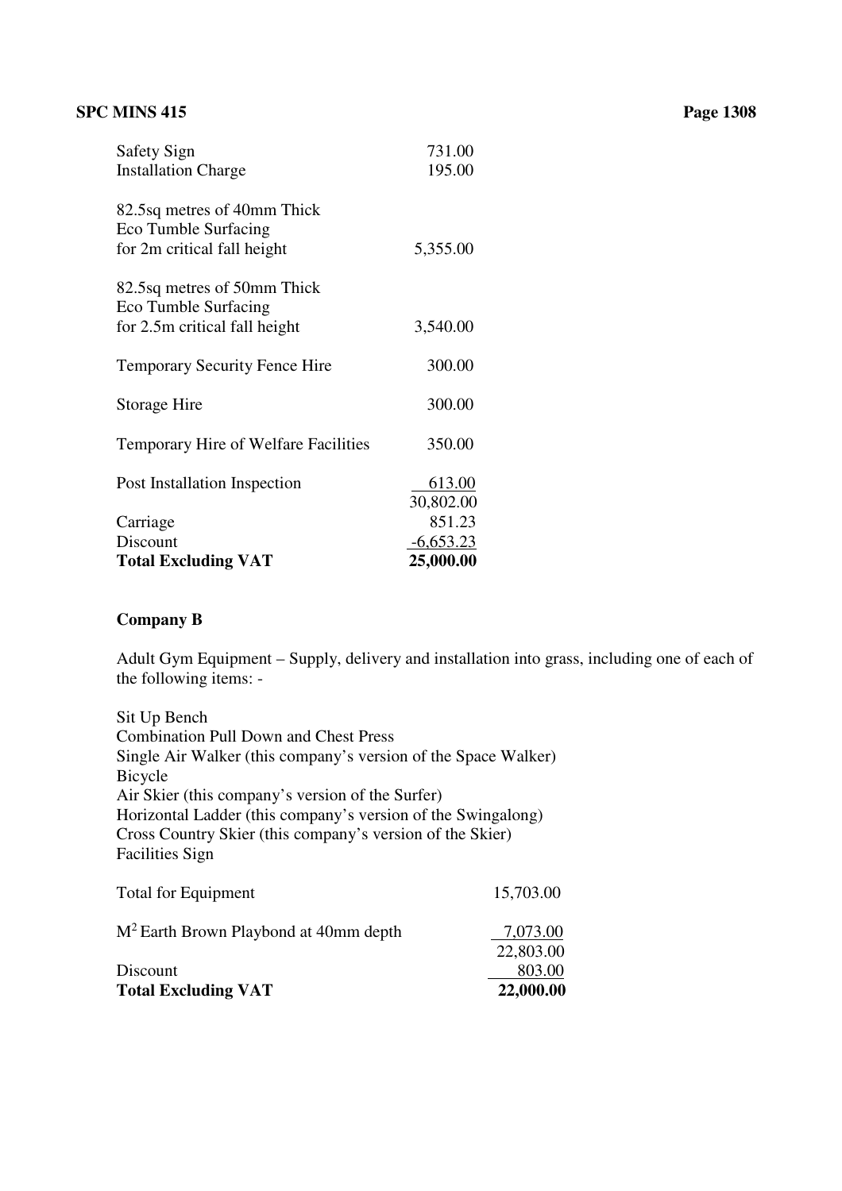| | |
|---|---|
| Safety Sign | 731.00 |
| Installation Charge | 195.00 |
| 82.5sq metres of 40mm Thick Eco Tumble Surfacing for 2m critical fall height | 5,355.00 |
| 82.5sq metres of 50mm Thick Eco Tumble Surfacing for 2.5m critical fall height | 3,540.00 |
| Temporary Security Fence Hire | 300.00 |
| Storage Hire | 300.00 |
| Temporary Hire of Welfare Facilities | 350.00 |
| Post Installation Inspection | 613.00 |
| | 30,802.00 |
| Carriage | 851.23 |
| Discount | -6,653.23 |
| **Total Excluding VAT** | **25,000.00** |

**Company B**

Adult Gym Equipment – Supply, delivery and installation into grass, including one of each of the following items: -

Sit Up Bench
Combination Pull Down and Chest Press
Single Air Walker (this company's version of the Space Walker)
Bicycle
Air Skier (this company's version of the Surfer)
Horizontal Ladder (this company's version of the Swingalong)
Cross Country Skier (this company's version of the Skier)
Facilities Sign

| | |
|---|---|
| Total for Equipment | 15,703.00 |
| $M^2$ Earth Brown Playbond at 40mm depth | 7,073.00 |
| | 22,803.00 |
| Discount | 803.00 |
| **Total Excluding VAT** | **22,000.00** |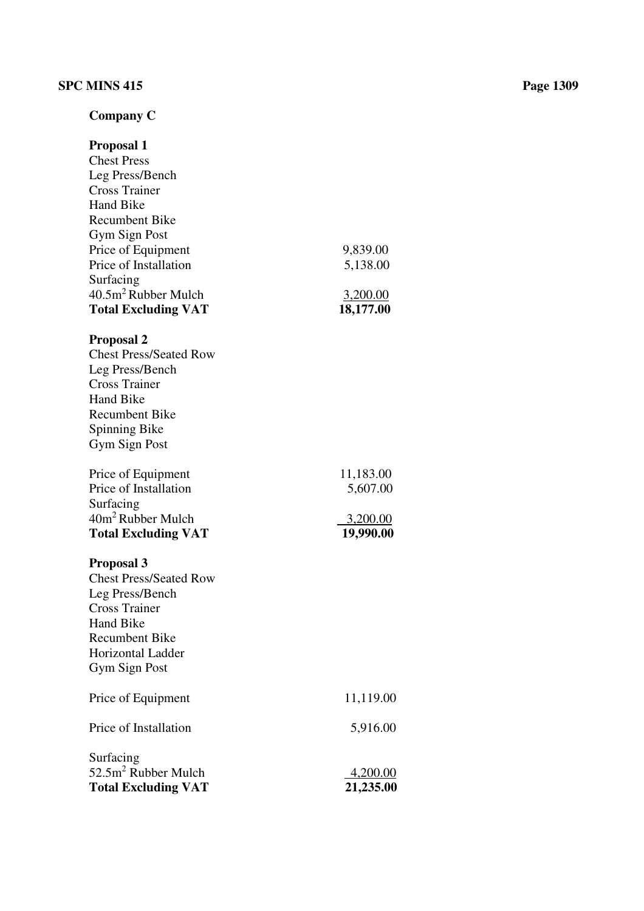**Company C**

**Proposal 1**

| | |
|---|---|
| Chest Press | |
| Leg Press/Bench | |
| Cross Trainer | |
| Hand Bike | |
| Recumbent Bike | |
| Gym Sign Post | |
| Price of Equipment | 9,839.00 |
| Price of Installation | 5,138.00 |
| Surfacing | |
| 40.5m$^2$ Rubber Mulch | 3,200.00 |
| **Total Excluding VAT** | **18,177.00** |

**Proposal 2**

| | |
|---|---|
| Chest Press/Seated Row | |
| Leg Press/Bench | |
| Cross Trainer | |
| Hand Bike | |
| Recumbent Bike | |
| Spinning Bike | |
| Gym Sign Post | |
| Price of Equipment | 11,183.00 |
| Price of Installation | 5,607.00 |
| Surfacing | |
| 40m$^2$ Rubber Mulch | 3,200.00 |
| **Total Excluding VAT** | **19,990.00** |

**Proposal 3**

| | |
|---|---|
| Chest Press/Seated Row | |
| Leg Press/Bench | |
| Cross Trainer | |
| Hand Bike | |
| Recumbent Bike | |
| Horizontal Ladder | |
| Gym Sign Post | |
| Price of Equipment | 11,119.00 |
| Price of Installation | 5,916.00 |
| Surfacing | |
| 52.5m$^2$ Rubber Mulch | 4,200.00 |
| **Total Excluding VAT** | **21,235.00** |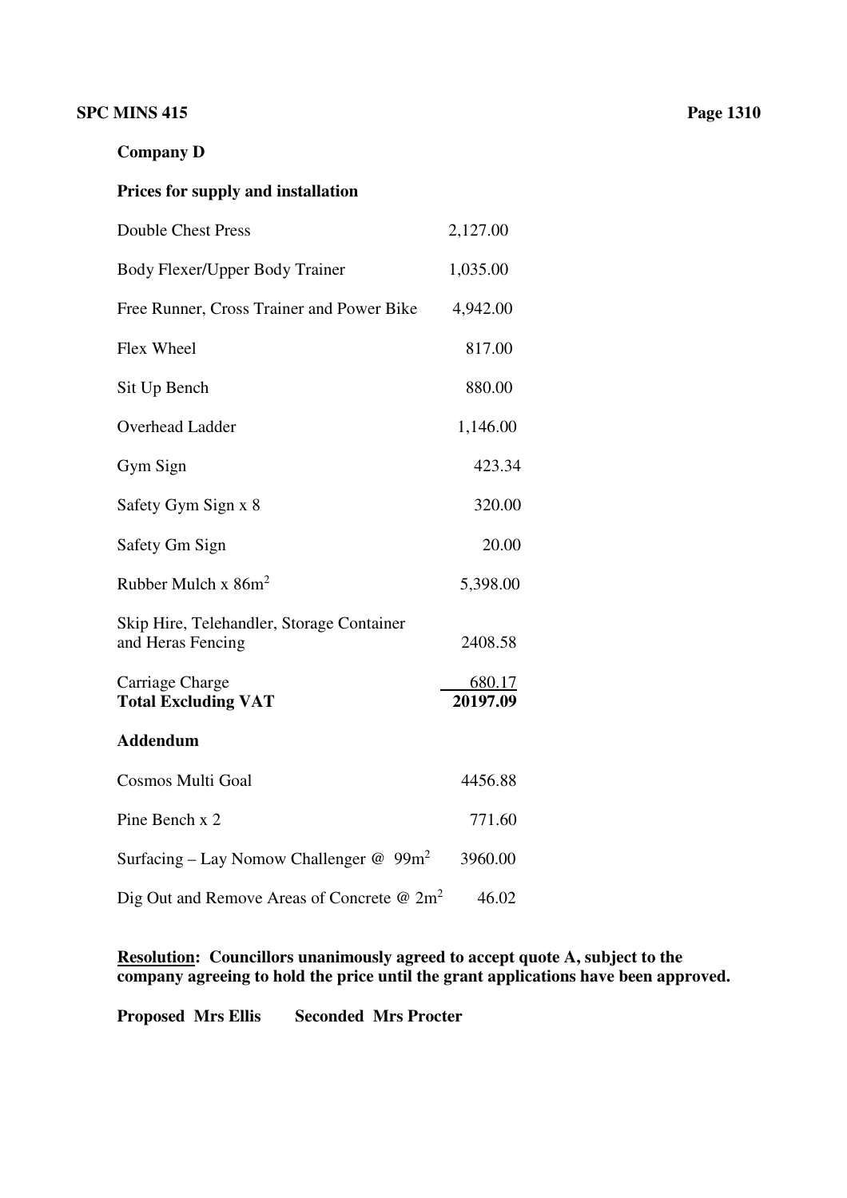**Company D**

**Prices for supply and installation**

| | |
|---|---|
| Double Chest Press | 2,127.00 |
| Body Flexer/Upper Body Trainer | 1,035.00 |
| Free Runner, Cross Trainer and Power Bike | 4,942.00 |
| Flex Wheel | 817.00 |
| Sit Up Bench | 880.00 |
| Overhead Ladder | 1,146.00 |
| Gym Sign | 423.34 |
| Safety Gym Sign x 8 | 320.00 |
| Safety Gm Sign | 20.00 |
| Rubber Mulch x 86m$^2$ | 5,398.00 |
| Skip Hire, Telehandler, Storage Container and Heras Fencing | 2408.58 |
| Carriage Charge | 680.17 |
| **Total Excluding VAT** | **20197.09** |

**Addendum**

| | |
|---|---|
| Cosmos Multi Goal | 4456.88 |
| Pine Bench x 2 | 771.60 |
| Surfacing – Lay Nomow Challenger @ 99m$^2$ | 3960.00 |
| Dig Out and Remove Areas of Concrete @ 2m$^2$ | 46.02 |

**<u>Resolution</u>: Councillors unanimously agreed to accept quote A, subject to the company agreeing to hold the price until the grant applications have been approved.**

**Proposed Mrs Ellis Seconded Mrs Procter**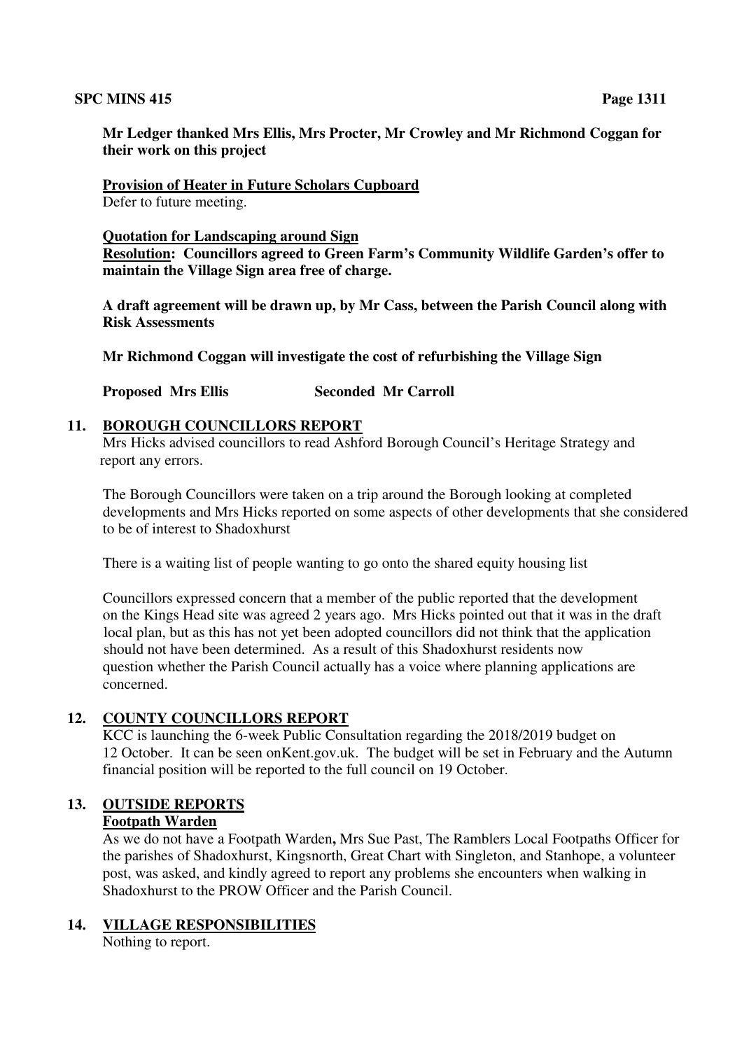**Mr Ledger thanked Mrs Ellis, Mrs Procter, Mr Crowley and Mr Richmond Coggan for their work on this project**

**Provision of Heater in Future Scholars Cupboard**

Defer to future meeting.

**Quotation for Landscaping around Sign**

**Resolution: Councillors agreed to Green Farm's Community Wildlife Garden's offer to maintain the Village Sign area free of charge.**

**A draft agreement will be drawn up, by Mr Cass, between the Parish Council along with Risk Assessments**

**Mr Richmond Coggan will investigate the cost of refurbishing the Village Sign**

**Proposed Mrs Ellis Seconded Mr Carroll**

## 11. BOROUGH COUNCILLORS REPORT

Mrs Hicks advised councillors to read Ashford Borough Council's Heritage Strategy and report any errors.

The Borough Councillors were taken on a trip around the Borough looking at completed developments and Mrs Hicks reported on some aspects of other developments that she considered to be of interest to Shadoxhurst

There is a waiting list of people wanting to go onto the shared equity housing list

Councillors expressed concern that a member of the public reported that the development on the Kings Head site was agreed 2 years ago. Mrs Hicks pointed out that it was in the draft local plan, but as this has not yet been adopted councillors did not think that the application should not have been determined. As a result of this Shadoxhurst residents now question whether the Parish Council actually has a voice where planning applications are concerned.

## 12. COUNTY COUNCILLORS REPORT

KCC is launching the 6-week Public Consultation regarding the 2018/2019 budget on 12 October. It can be seen onKent.gov.uk. The budget will be set in February and the Autumn financial position will be reported to the full council on 19 October.

## 13. OUTSIDE REPORTS

**Footpath Warden**

As we do not have a Footpath Warden**,** Mrs Sue Past, The Ramblers Local Footpaths Officer for the parishes of Shadoxhurst, Kingsnorth, Great Chart with Singleton, and Stanhope, a volunteer post, was asked, and kindly agreed to report any problems she encounters when walking in Shadoxhurst to the PROW Officer and the Parish Council.

## 14. VILLAGE RESPONSIBILITIES

Nothing to report.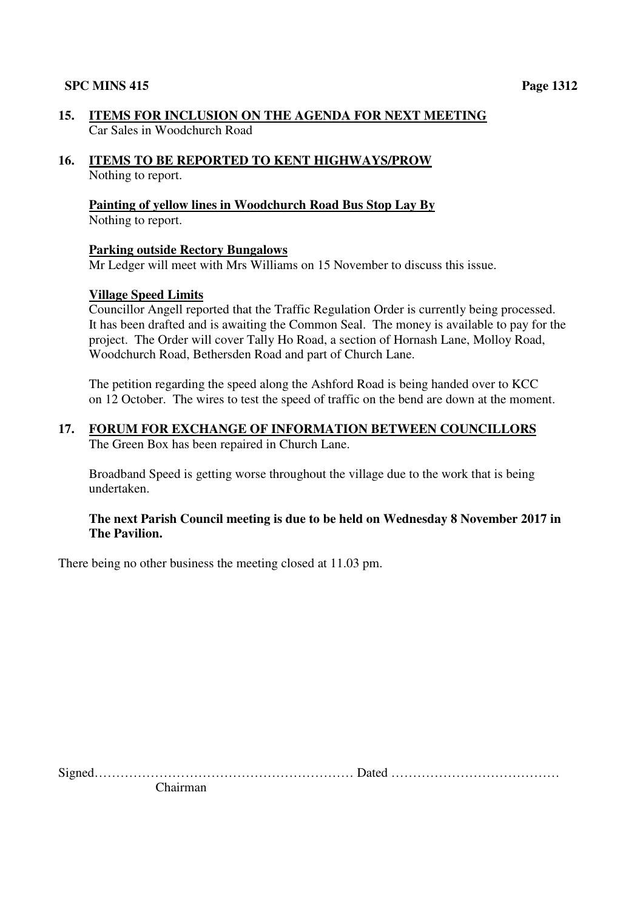## 15. ITEMS FOR INCLUSION ON THE AGENDA FOR NEXT MEETING

Car Sales in Woodchurch Road

## 16. ITEMS TO BE REPORTED TO KENT HIGHWAYS/PROW

Nothing to report.

**Painting of yellow lines in Woodchurch Road Bus Stop Lay By**

Nothing to report.

**Parking outside Rectory Bungalows**

Mr Ledger will meet with Mrs Williams on 15 November to discuss this issue.

**Village Speed Limits**

Councillor Angell reported that the Traffic Regulation Order is currently being processed. It has been drafted and is awaiting the Common Seal. The money is available to pay for the project. The Order will cover Tally Ho Road, a section of Hornash Lane, Molloy Road, Woodchurch Road, Bethersden Road and part of Church Lane.

The petition regarding the speed along the Ashford Road is being handed over to KCC on 12 October. The wires to test the speed of traffic on the bend are down at the moment.

## 17. FORUM FOR EXCHANGE OF INFORMATION BETWEEN COUNCILLORS

The Green Box has been repaired in Church Lane.

Broadband Speed is getting worse throughout the village due to the work that is being undertaken.

**The next Parish Council meeting is due to be held on Wednesday 8 November 2017 in The Pavilion.**

There being no other business the meeting closed at 11.03 pm.

Signed…………………………………………………… Dated …………………………………

Chairman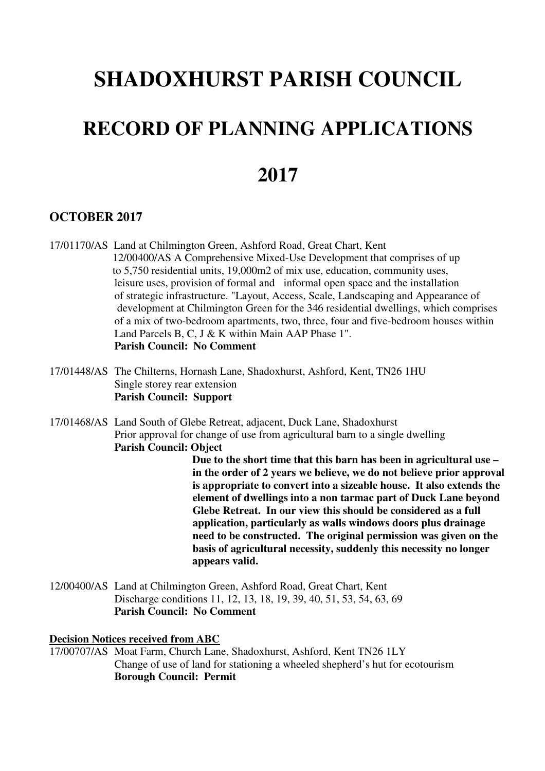# SHADOXHURST PARISH COUNCIL

# RECORD OF PLANNING APPLICATIONS

# 2017

## OCTOBER 2017

17/01170/AS Land at Chilmington Green, Ashford Road, Great Chart, Kent
12/00400/AS A Comprehensive Mixed-Use Development that comprises of up to 5,750 residential units, 19,000m2 of mix use, education, community uses, leisure uses, provision of formal and informal open space and the installation of strategic infrastructure. "Layout, Access, Scale, Landscaping and Appearance of development at Chilmington Green for the 346 residential dwellings, which comprises of a mix of two-bedroom apartments, two, three, four and five-bedroom houses within Land Parcels B, C, J & K within Main AAP Phase 1".
**Parish Council: No Comment**

17/01448/AS The Chilterns, Hornash Lane, Shadoxhurst, Ashford, Kent, TN26 1HU
Single storey rear extension
**Parish Council: Support**

17/01468/AS Land South of Glebe Retreat, adjacent, Duck Lane, Shadoxhurst
Prior approval for change of use from agricultural barn to a single dwelling
**Parish Council: Object**
**Due to the short time that this barn has been in agricultural use – in the order of 2 years we believe, we do not believe prior approval is appropriate to convert into a sizeable house. It also extends the element of dwellings into a non tarmac part of Duck Lane beyond Glebe Retreat. In our view this should be considered as a full application, particularly as walls windows doors plus drainage need to be constructed. The original permission was given on the basis of agricultural necessity, suddenly this necessity no longer appears valid.**

12/00400/AS Land at Chilmington Green, Ashford Road, Great Chart, Kent
Discharge conditions 11, 12, 13, 18, 19, 39, 40, 51, 53, 54, 63, 69
**Parish Council: No Comment**

**Decision Notices received from ABC**

17/00707/AS Moat Farm, Church Lane, Shadoxhurst, Ashford, Kent TN26 1LY
Change of use of land for stationing a wheeled shepherd's hut for ecotourism
**Borough Council: Permit**